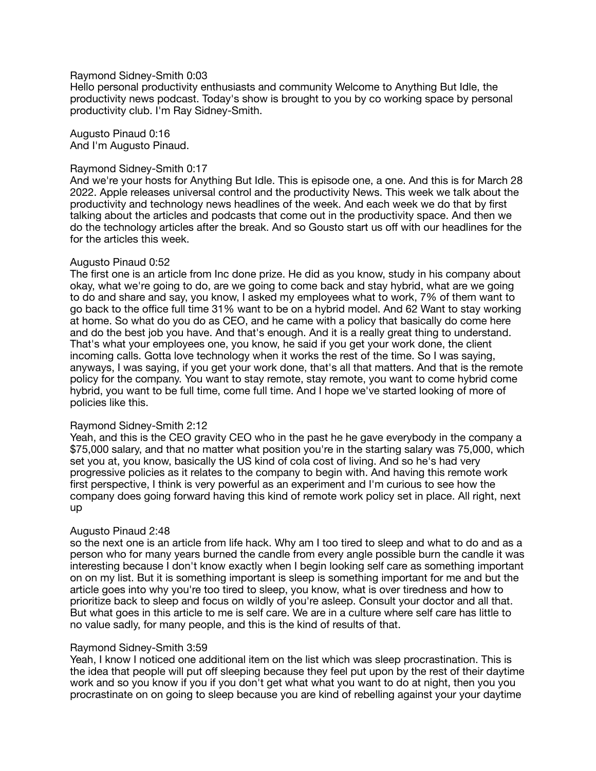Raymond Sidney-Smith 0:03
Hello personal productivity enthusiasts and community Welcome to Anything But Idle, the productivity news podcast. Today's show is brought to you by co working space by personal productivity club. I'm Ray Sidney-Smith.

Augusto Pinaud 0:16
And I'm Augusto Pinaud.

Raymond Sidney-Smith 0:17
And we're your hosts for Anything But Idle. This is episode one, a one. And this is for March 28 2022. Apple releases universal control and the productivity News. This week we talk about the productivity and technology news headlines of the week. And each week we do that by first talking about the articles and podcasts that come out in the productivity space. And then we do the technology articles after the break. And so Gousto start us off with our headlines for the for the articles this week.

Augusto Pinaud 0:52
The first one is an article from Inc done prize. He did as you know, study in his company about okay, what we're going to do, are we going to come back and stay hybrid, what are we going to do and share and say, you know, I asked my employees what to work, 7% of them want to go back to the office full time 31% want to be on a hybrid model. And 62 Want to stay working at home. So what do you do as CEO, and he came with a policy that basically do come here and do the best job you have. And that's enough. And it is a really great thing to understand. That's what your employees one, you know, he said if you get your work done, the client incoming calls. Gotta love technology when it works the rest of the time. So I was saying, anyways, I was saying, if you get your work done, that's all that matters. And that is the remote policy for the company. You want to stay remote, stay remote, you want to come hybrid come hybrid, you want to be full time, come full time. And I hope we've started looking of more of policies like this.

Raymond Sidney-Smith 2:12
Yeah, and this is the CEO gravity CEO who in the past he he gave everybody in the company a $75,000 salary, and that no matter what position you're in the starting salary was 75,000, which set you at, you know, basically the US kind of cola cost of living. And so he's had very progressive policies as it relates to the company to begin with. And having this remote work first perspective, I think is very powerful as an experiment and I'm curious to see how the company does going forward having this kind of remote work policy set in place. All right, next up

Augusto Pinaud 2:48
so the next one is an article from life hack. Why am I too tired to sleep and what to do and as a person who for many years burned the candle from every angle possible burn the candle it was interesting because I don't know exactly when I begin looking self care as something important on on my list. But it is something important is sleep is something important for me and but the article goes into why you're too tired to sleep, you know, what is over tiredness and how to prioritize back to sleep and focus on wildly of you're asleep. Consult your doctor and all that. But what goes in this article to me is self care. We are in a culture where self care has little to no value sadly, for many people, and this is the kind of results of that.

Raymond Sidney-Smith 3:59
Yeah, I know I noticed one additional item on the list which was sleep procrastination. This is the idea that people will put off sleeping because they feel put upon by the rest of their daytime work and so you know if you if you don't get what what you want to do at night, then you you procrastinate on on going to sleep because you are kind of rebelling against your your daytime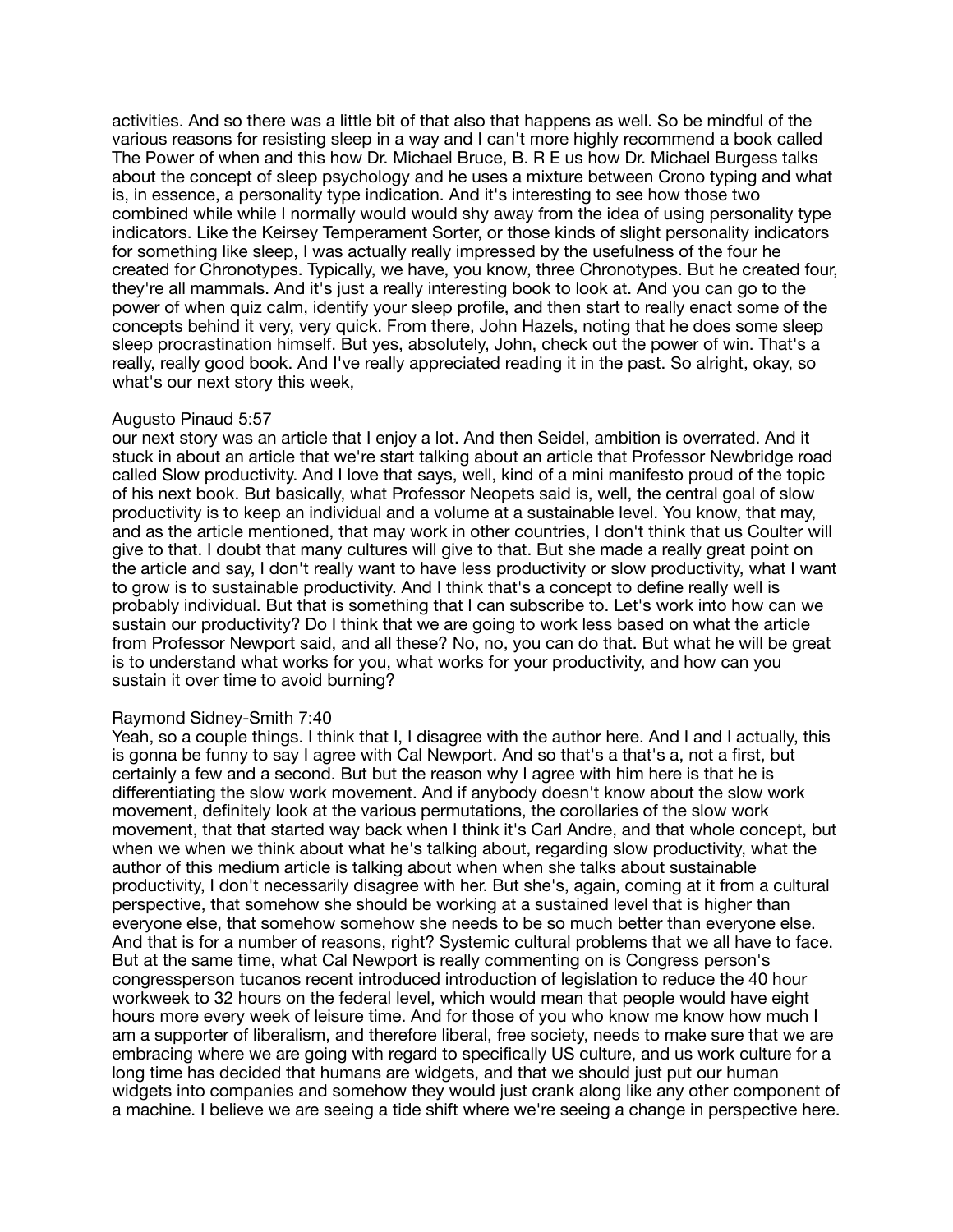activities. And so there was a little bit of that also that happens as well. So be mindful of the various reasons for resisting sleep in a way and I can't more highly recommend a book called The Power of when and this how Dr. Michael Bruce, B. R E us how Dr. Michael Burgess talks about the concept of sleep psychology and he uses a mixture between Crono typing and what is, in essence, a personality type indication. And it's interesting to see how those two combined while while I normally would would shy away from the idea of using personality type indicators. Like the Keirsey Temperament Sorter, or those kinds of slight personality indicators for something like sleep, I was actually really impressed by the usefulness of the four he created for Chronotypes. Typically, we have, you know, three Chronotypes. But he created four, they're all mammals. And it's just a really interesting book to look at. And you can go to the power of when quiz calm, identify your sleep profile, and then start to really enact some of the concepts behind it very, very quick. From there, John Hazels, noting that he does some sleep sleep procrastination himself. But yes, absolutely, John, check out the power of win. That's a really, really good book. And I've really appreciated reading it in the past. So alright, okay, so what's our next story this week,

Augusto Pinaud 5:57

our next story was an article that I enjoy a lot. And then Seidel, ambition is overrated. And it stuck in about an article that we're start talking about an article that Professor Newbridge road called Slow productivity. And I love that says, well, kind of a mini manifesto proud of the topic of his next book. But basically, what Professor Neopets said is, well, the central goal of slow productivity is to keep an individual and a volume at a sustainable level. You know, that may, and as the article mentioned, that may work in other countries, I don't think that us Coulter will give to that. I doubt that many cultures will give to that. But she made a really great point on the article and say, I don't really want to have less productivity or slow productivity, what I want to grow is to sustainable productivity. And I think that's a concept to define really well is probably individual. But that is something that I can subscribe to. Let's work into how can we sustain our productivity? Do I think that we are going to work less based on what the article from Professor Newport said, and all these? No, no, you can do that. But what he will be great is to understand what works for you, what works for your productivity, and how can you sustain it over time to avoid burning?

Raymond Sidney-Smith 7:40

Yeah, so a couple things. I think that I, I disagree with the author here. And I and I actually, this is gonna be funny to say I agree with Cal Newport. And so that's a that's a, not a first, but certainly a few and a second. But but the reason why I agree with him here is that he is differentiating the slow work movement. And if anybody doesn't know about the slow work movement, definitely look at the various permutations, the corollaries of the slow work movement, that that started way back when I think it's Carl Andre, and that whole concept, but when we when we think about what he's talking about, regarding slow productivity, what the author of this medium article is talking about when when she talks about sustainable productivity, I don't necessarily disagree with her. But she's, again, coming at it from a cultural perspective, that somehow she should be working at a sustained level that is higher than everyone else, that somehow somehow she needs to be so much better than everyone else. And that is for a number of reasons, right? Systemic cultural problems that we all have to face. But at the same time, what Cal Newport is really commenting on is Congress person's congressperson tucanos recent introduced introduction of legislation to reduce the 40 hour workweek to 32 hours on the federal level, which would mean that people would have eight hours more every week of leisure time. And for those of you who know me know how much I am a supporter of liberalism, and therefore liberal, free society, needs to make sure that we are embracing where we are going with regard to specifically US culture, and us work culture for a long time has decided that humans are widgets, and that we should just put our human widgets into companies and somehow they would just crank along like any other component of a machine. I believe we are seeing a tide shift where we're seeing a change in perspective here.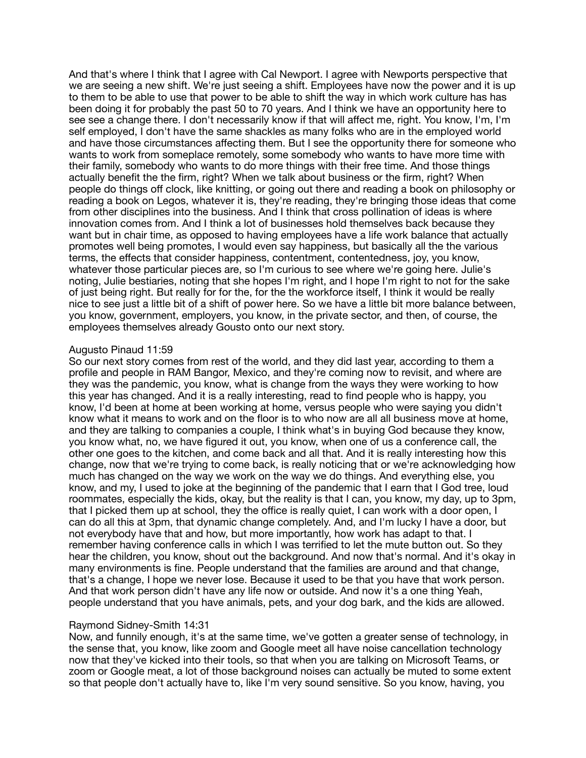And that's where I think that I agree with Cal Newport. I agree with Newports perspective that we are seeing a new shift. We're just seeing a shift. Employees have now the power and it is up to them to be able to use that power to be able to shift the way in which work culture has has been doing it for probably the past 50 to 70 years. And I think we have an opportunity here to see see a change there. I don't necessarily know if that will affect me, right. You know, I'm, I'm self employed, I don't have the same shackles as many folks who are in the employed world and have those circumstances affecting them. But I see the opportunity there for someone who wants to work from someplace remotely, some somebody who wants to have more time with their family, somebody who wants to do more things with their free time. And those things actually benefit the the firm, right? When we talk about business or the firm, right? When people do things off clock, like knitting, or going out there and reading a book on philosophy or reading a book on Legos, whatever it is, they're reading, they're bringing those ideas that come from other disciplines into the business. And I think that cross pollination of ideas is where innovation comes from. And I think a lot of businesses hold themselves back because they want but in chair time, as opposed to having employees have a life work balance that actually promotes well being promotes, I would even say happiness, but basically all the the various terms, the effects that consider happiness, contentment, contentedness, joy, you know, whatever those particular pieces are, so I'm curious to see where we're going here. Julie's noting, Julie bestiaries, noting that she hopes I'm right, and I hope I'm right to not for the sake of just being right. But really for for the, for the the workforce itself, I think it would be really nice to see just a little bit of a shift of power here. So we have a little bit more balance between, you know, government, employers, you know, in the private sector, and then, of course, the employees themselves already Gousto onto our next story.

Augusto Pinaud 11:59
So our next story comes from rest of the world, and they did last year, according to them a profile and people in RAM Bangor, Mexico, and they're coming now to revisit, and where are they was the pandemic, you know, what is change from the ways they were working to how this year has changed. And it is a really interesting, read to find people who is happy, you know, I'd been at home at been working at home, versus people who were saying you didn't know what it means to work and on the floor is to who now are all all business move at home, and they are talking to companies a couple, I think what's in buying God because they know, you know what, no, we have figured it out, you know, when one of us a conference call, the other one goes to the kitchen, and come back and all that. And it is really interesting how this change, now that we're trying to come back, is really noticing that or we're acknowledging how much has changed on the way we work on the way we do things. And everything else, you know, and my, I used to joke at the beginning of the pandemic that I earn that I God tree, loud roommates, especially the kids, okay, but the reality is that I can, you know, my day, up to 3pm, that I picked them up at school, they the office is really quiet, I can work with a door open, I can do all this at 3pm, that dynamic change completely. And, and I'm lucky I have a door, but not everybody have that and how, but more importantly, how work has adapt to that. I remember having conference calls in which I was terrified to let the mute button out. So they hear the children, you know, shout out the background. And now that's normal. And it's okay in many environments is fine. People understand that the families are around and that change, that's a change, I hope we never lose. Because it used to be that you have that work person. And that work person didn't have any life now or outside. And now it's a one thing Yeah, people understand that you have animals, pets, and your dog bark, and the kids are allowed.

Raymond Sidney-Smith 14:31
Now, and funnily enough, it's at the same time, we've gotten a greater sense of technology, in the sense that, you know, like zoom and Google meet all have noise cancellation technology now that they've kicked into their tools, so that when you are talking on Microsoft Teams, or zoom or Google meat, a lot of those background noises can actually be muted to some extent so that people don't actually have to, like I'm very sound sensitive. So you know, having, you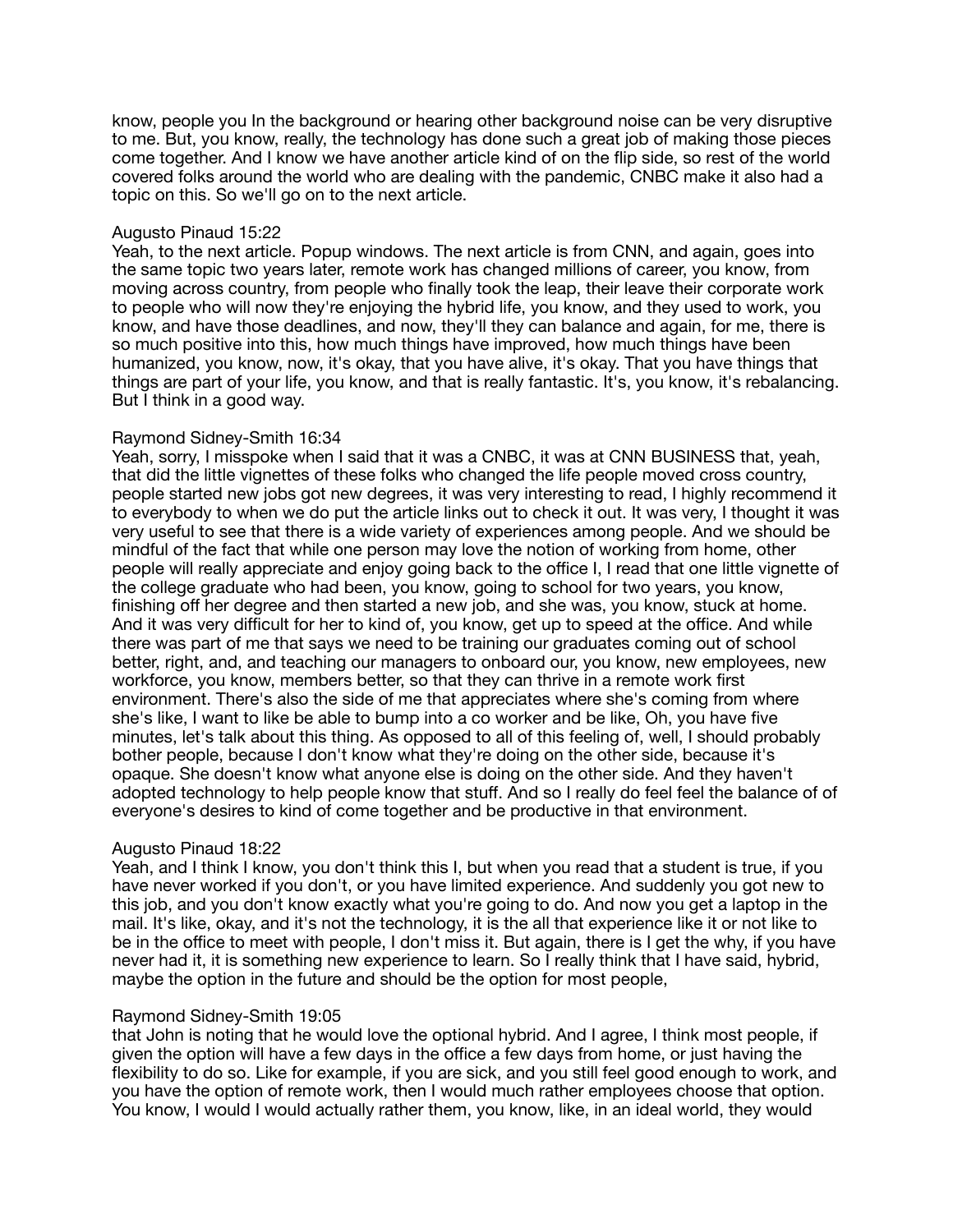know, people you In the background or hearing other background noise can be very disruptive to me. But, you know, really, the technology has done such a great job of making those pieces come together. And I know we have another article kind of on the flip side, so rest of the world covered folks around the world who are dealing with the pandemic, CNBC make it also had a topic on this. So we'll go on to the next article.

Augusto Pinaud 15:22
Yeah, to the next article. Popup windows. The next article is from CNN, and again, goes into the same topic two years later, remote work has changed millions of career, you know, from moving across country, from people who finally took the leap, their leave their corporate work to people who will now they're enjoying the hybrid life, you know, and they used to work, you know, and have those deadlines, and now, they'll they can balance and again, for me, there is so much positive into this, how much things have improved, how much things have been humanized, you know, now, it's okay, that you have alive, it's okay. That you have things that things are part of your life, you know, and that is really fantastic. It's, you know, it's rebalancing. But I think in a good way.

Raymond Sidney-Smith 16:34
Yeah, sorry, I misspoke when I said that it was a CNBC, it was at CNN BUSINESS that, yeah, that did the little vignettes of these folks who changed the life people moved cross country, people started new jobs got new degrees, it was very interesting to read, I highly recommend it to everybody to when we do put the article links out to check it out. It was very, I thought it was very useful to see that there is a wide variety of experiences among people. And we should be mindful of the fact that while one person may love the notion of working from home, other people will really appreciate and enjoy going back to the office I, I read that one little vignette of the college graduate who had been, you know, going to school for two years, you know, finishing off her degree and then started a new job, and she was, you know, stuck at home. And it was very difficult for her to kind of, you know, get up to speed at the office. And while there was part of me that says we need to be training our graduates coming out of school better, right, and, and teaching our managers to onboard our, you know, new employees, new workforce, you know, members better, so that they can thrive in a remote work first environment. There's also the side of me that appreciates where she's coming from where she's like, I want to like be able to bump into a co worker and be like, Oh, you have five minutes, let's talk about this thing. As opposed to all of this feeling of, well, I should probably bother people, because I don't know what they're doing on the other side, because it's opaque. She doesn't know what anyone else is doing on the other side. And they haven't adopted technology to help people know that stuff. And so I really do feel feel the balance of of everyone's desires to kind of come together and be productive in that environment.

Augusto Pinaud 18:22
Yeah, and I think I know, you don't think this I, but when you read that a student is true, if you have never worked if you don't, or you have limited experience. And suddenly you got new to this job, and you don't know exactly what you're going to do. And now you get a laptop in the mail. It's like, okay, and it's not the technology, it is the all that experience like it or not like to be in the office to meet with people, I don't miss it. But again, there is I get the why, if you have never had it, it is something new experience to learn. So I really think that I have said, hybrid, maybe the option in the future and should be the option for most people,

Raymond Sidney-Smith 19:05
that John is noting that he would love the optional hybrid. And I agree, I think most people, if given the option will have a few days in the office a few days from home, or just having the flexibility to do so. Like for example, if you are sick, and you still feel good enough to work, and you have the option of remote work, then I would much rather employees choose that option. You know, I would I would actually rather them, you know, like, in an ideal world, they would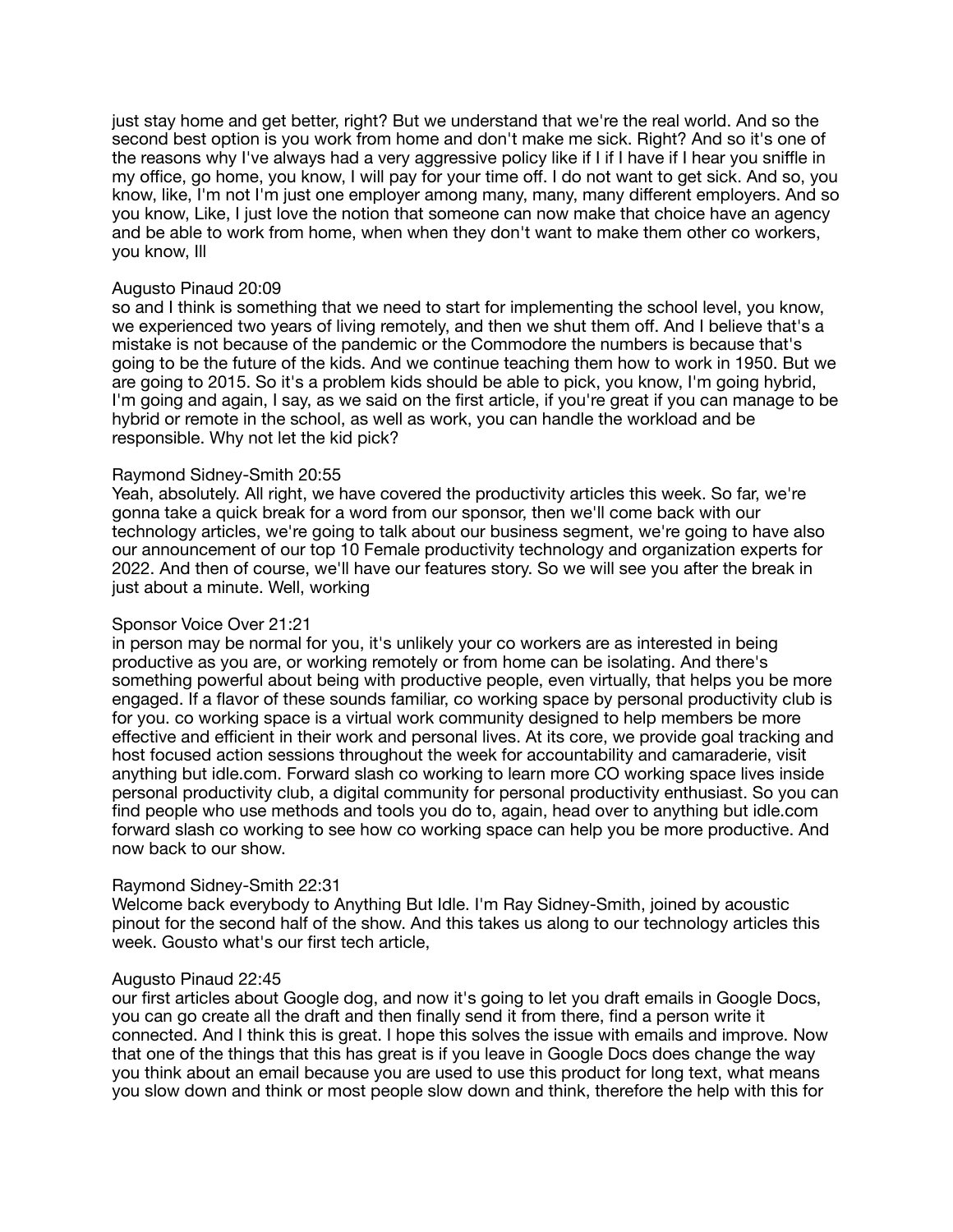just stay home and get better, right? But we understand that we're the real world. And so the second best option is you work from home and don't make me sick. Right? And so it's one of the reasons why I've always had a very aggressive policy like if I if I if I have if I hear you sniffle in my office, go home, you know, I will pay for your time off. I do not want to get sick. And so, you know, like, I'm not I'm just one employer among many, many, many different employers. And so you know, Like, I just love the notion that someone can now make that choice have an agency and be able to work from home, when when they don't want to make them other co workers, you know, Ill

Augusto Pinaud 20:09

so and I think is something that we need to start for implementing the school level, you know, we experienced two years of living remotely, and then we shut them off. And I believe that's a mistake is not because of the pandemic or the Commodore the numbers is because that's going to be the future of the kids. And we continue teaching them how to work in 1950. But we are going to 2015. So it's a problem kids should be able to pick, you know, I'm going hybrid, I'm going and again, I say, as we said on the first article, if you're great if you can manage to be hybrid or remote in the school, as well as work, you can handle the workload and be responsible. Why not let the kid pick?

Raymond Sidney-Smith 20:55

Yeah, absolutely. All right, we have covered the productivity articles this week. So far, we're gonna take a quick break for a word from our sponsor, then we'll come back with our technology articles, we're going to talk about our business segment, we're going to have also our announcement of our top 10 Female productivity technology and organization experts for 2022. And then of course, we'll have our features story. So we will see you after the break in just about a minute. Well, working

Sponsor Voice Over 21:21

in person may be normal for you, it's unlikely your co workers are as interested in being productive as you are, or working remotely or from home can be isolating. And there's something powerful about being with productive people, even virtually, that helps you be more engaged. If a flavor of these sounds familiar, co working space by personal productivity club is for you. co working space is a virtual work community designed to help members be more effective and efficient in their work and personal lives. At its core, we provide goal tracking and host focused action sessions throughout the week for accountability and camaraderie, visit anything but idle.com. Forward slash co working to learn more CO working space lives inside personal productivity club, a digital community for personal productivity enthusiast. So you can find people who use methods and tools you do to, again, head over to anything but idle.com forward slash co working to see how co working space can help you be more productive. And now back to our show.

Raymond Sidney-Smith 22:31

Welcome back everybody to Anything But Idle. I'm Ray Sidney-Smith, joined by acoustic pinout for the second half of the show. And this takes us along to our technology articles this week. Gousto what's our first tech article,

Augusto Pinaud 22:45

our first articles about Google dog, and now it's going to let you draft emails in Google Docs, you can go create all the draft and then finally send it from there, find a person write it connected. And I think this is great. I hope this solves the issue with emails and improve. Now that one of the things that this has great is if you leave in Google Docs does change the way you think about an email because you are used to use this product for long text, what means you slow down and think or most people slow down and think, therefore the help with this for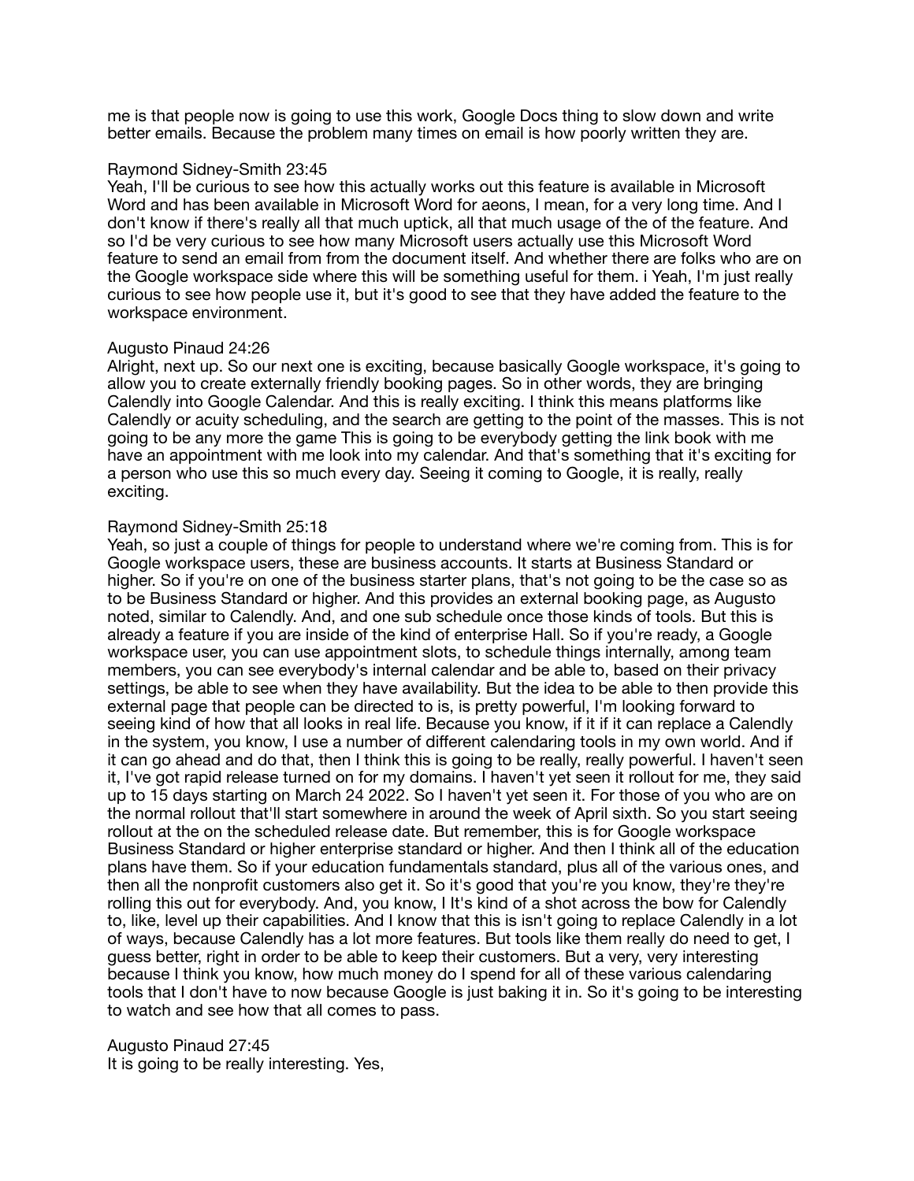me is that people now is going to use this work, Google Docs thing to slow down and write better emails. Because the problem many times on email is how poorly written they are.

Raymond Sidney-Smith 23:45
Yeah, I'll be curious to see how this actually works out this feature is available in Microsoft Word and has been available in Microsoft Word for aeons, I mean, for a very long time. And I don't know if there's really all that much uptick, all that much usage of the of the feature. And so I'd be very curious to see how many Microsoft users actually use this Microsoft Word feature to send an email from from the document itself. And whether there are folks who are on the Google workspace side where this will be something useful for them. i Yeah, I'm just really curious to see how people use it, but it's good to see that they have added the feature to the workspace environment.

Augusto Pinaud 24:26
Alright, next up. So our next one is exciting, because basically Google workspace, it's going to allow you to create externally friendly booking pages. So in other words, they are bringing Calendly into Google Calendar. And this is really exciting. I think this means platforms like Calendly or acuity scheduling, and the search are getting to the point of the masses. This is not going to be any more the game This is going to be everybody getting the link book with me have an appointment with me look into my calendar. And that's something that it's exciting for a person who use this so much every day. Seeing it coming to Google, it is really, really exciting.

Raymond Sidney-Smith 25:18
Yeah, so just a couple of things for people to understand where we're coming from. This is for Google workspace users, these are business accounts. It starts at Business Standard or higher. So if you're on one of the business starter plans, that's not going to be the case so as to be Business Standard or higher. And this provides an external booking page, as Augusto noted, similar to Calendly. And, and one sub schedule once those kinds of tools. But this is already a feature if you are inside of the kind of enterprise Hall. So if you're ready, a Google workspace user, you can use appointment slots, to schedule things internally, among team members, you can see everybody's internal calendar and be able to, based on their privacy settings, be able to see when they have availability. But the idea to be able to then provide this external page that people can be directed to is, is pretty powerful, I'm looking forward to seeing kind of how that all looks in real life. Because you know, if it if it can replace a Calendly in the system, you know, I use a number of different calendaring tools in my own world. And if it can go ahead and do that, then I think this is going to be really, really powerful. I haven't seen it, I've got rapid release turned on for my domains. I haven't yet seen it rollout for me, they said up to 15 days starting on March 24 2022. So I haven't yet seen it. For those of you who are on the normal rollout that'll start somewhere in around the week of April sixth. So you start seeing rollout at the on the scheduled release date. But remember, this is for Google workspace Business Standard or higher enterprise standard or higher. And then I think all of the education plans have them. So if your education fundamentals standard, plus all of the various ones, and then all the nonprofit customers also get it. So it's good that you're you know, they're they're rolling this out for everybody. And, you know, I It's kind of a shot across the bow for Calendly to, like, level up their capabilities. And I know that this is isn't going to replace Calendly in a lot of ways, because Calendly has a lot more features. But tools like them really do need to get, I guess better, right in order to be able to keep their customers. But a very, very interesting because I think you know, how much money do I spend for all of these various calendaring tools that I don't have to now because Google is just baking it in. So it's going to be interesting to watch and see how that all comes to pass.

Augusto Pinaud 27:45
It is going to be really interesting. Yes,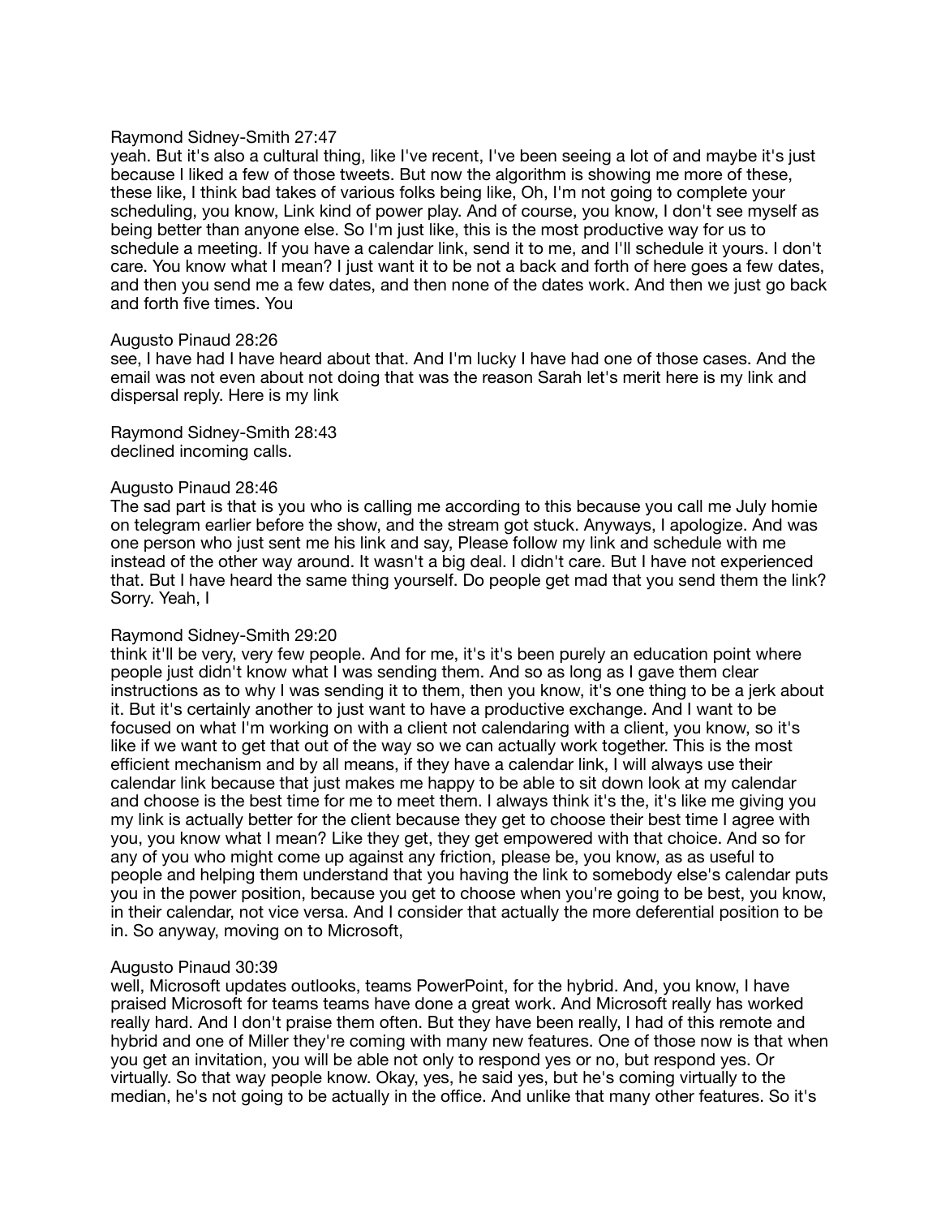Raymond Sidney-Smith 27:47
yeah. But it's also a cultural thing, like I've recent, I've been seeing a lot of and maybe it's just because I liked a few of those tweets. But now the algorithm is showing me more of these, these like, I think bad takes of various folks being like, Oh, I'm not going to complete your scheduling, you know, Link kind of power play. And of course, you know, I don't see myself as being better than anyone else. So I'm just like, this is the most productive way for us to schedule a meeting. If you have a calendar link, send it to me, and I'll schedule it yours. I don't care. You know what I mean? I just want it to be not a back and forth of here goes a few dates, and then you send me a few dates, and then none of the dates work. And then we just go back and forth five times. You

Augusto Pinaud 28:26
see, I have had I have heard about that. And I'm lucky I have had one of those cases. And the email was not even about not doing that was the reason Sarah let's merit here is my link and dispersal reply. Here is my link

Raymond Sidney-Smith 28:43
declined incoming calls.

Augusto Pinaud 28:46
The sad part is that is you who is calling me according to this because you call me July homie on telegram earlier before the show, and the stream got stuck. Anyways, I apologize. And was one person who just sent me his link and say, Please follow my link and schedule with me instead of the other way around. It wasn't a big deal. I didn't care. But I have not experienced that. But I have heard the same thing yourself. Do people get mad that you send them the link? Sorry. Yeah, I

Raymond Sidney-Smith 29:20
think it'll be very, very few people. And for me, it's it's been purely an education point where people just didn't know what I was sending them. And so as long as I gave them clear instructions as to why I was sending it to them, then you know, it's one thing to be a jerk about it. But it's certainly another to just want to have a productive exchange. And I want to be focused on what I'm working on with a client not calendaring with a client, you know, so it's like if we want to get that out of the way so we can actually work together. This is the most efficient mechanism and by all means, if they have a calendar link, I will always use their calendar link because that just makes me happy to be able to sit down look at my calendar and choose is the best time for me to meet them. I always think it's the, it's like me giving you my link is actually better for the client because they get to choose their best time I agree with you, you know what I mean? Like they get, they get empowered with that choice. And so for any of you who might come up against any friction, please be, you know, as as useful to people and helping them understand that you having the link to somebody else's calendar puts you in the power position, because you get to choose when you're going to be best, you know, in their calendar, not vice versa. And I consider that actually the more deferential position to be in. So anyway, moving on to Microsoft,

Augusto Pinaud 30:39
well, Microsoft updates outlooks, teams PowerPoint, for the hybrid. And, you know, I have praised Microsoft for teams teams have done a great work. And Microsoft really has worked really hard. And I don't praise them often. But they have been really, I had of this remote and hybrid and one of Miller they're coming with many new features. One of those now is that when you get an invitation, you will be able not only to respond yes or no, but respond yes. Or virtually. So that way people know. Okay, yes, he said yes, but he's coming virtually to the median, he's not going to be actually in the office. And unlike that many other features. So it's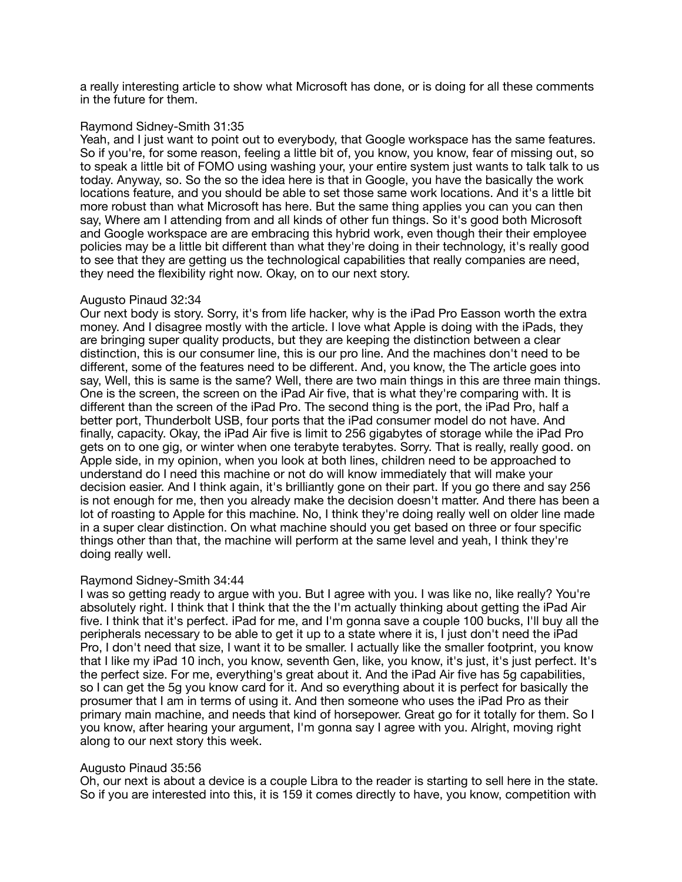a really interesting article to show what Microsoft has done, or is doing for all these comments in the future for them.

Raymond Sidney-Smith 31:35
Yeah, and I just want to point out to everybody, that Google workspace has the same features. So if you're, for some reason, feeling a little bit of, you know, you know, fear of missing out, so to speak a little bit of FOMO using washing your, your entire system just wants to talk talk to us today. Anyway, so. So the so the idea here is that in Google, you have the basically the work locations feature, and you should be able to set those same work locations. And it's a little bit more robust than what Microsoft has here. But the same thing applies you can you can then say, Where am I attending from and all kinds of other fun things. So it's good both Microsoft and Google workspace are are embracing this hybrid work, even though their their employee policies may be a little bit different than what they're doing in their technology, it's really good to see that they are getting us the technological capabilities that really companies are need, they need the flexibility right now. Okay, on to our next story.

Augusto Pinaud 32:34
Our next body is story. Sorry, it's from life hacker, why is the iPad Pro Easson worth the extra money. And I disagree mostly with the article. I love what Apple is doing with the iPads, they are bringing super quality products, but they are keeping the distinction between a clear distinction, this is our consumer line, this is our pro line. And the machines don't need to be different, some of the features need to be different. And, you know, the The article goes into say, Well, this is same is the same? Well, there are two main things in this are three main things. One is the screen, the screen on the iPad Air five, that is what they're comparing with. It is different than the screen of the iPad Pro. The second thing is the port, the iPad Pro, half a better port, Thunderbolt USB, four ports that the iPad consumer model do not have. And finally, capacity. Okay, the iPad Air five is limit to 256 gigabytes of storage while the iPad Pro gets on to one gig, or winter when one terabyte terabytes. Sorry. That is really, really good. on Apple side, in my opinion, when you look at both lines, children need to be approached to understand do I need this machine or not do will know immediately that will make your decision easier. And I think again, it's brilliantly gone on their part. If you go there and say 256 is not enough for me, then you already make the decision doesn't matter. And there has been a lot of roasting to Apple for this machine. No, I think they're doing really well on older line made in a super clear distinction. On what machine should you get based on three or four specific things other than that, the machine will perform at the same level and yeah, I think they're doing really well.

Raymond Sidney-Smith 34:44
I was so getting ready to argue with you. But I agree with you. I was like no, like really? You're absolutely right. I think that I think that the the I'm actually thinking about getting the iPad Air five. I think that it's perfect. iPad for me, and I'm gonna save a couple 100 bucks, I'll buy all the peripherals necessary to be able to get it up to a state where it is, I just don't need the iPad Pro, I don't need that size, I want it to be smaller. I actually like the smaller footprint, you know that I like my iPad 10 inch, you know, seventh Gen, like, you know, it's just, it's just perfect. It's the perfect size. For me, everything's great about it. And the iPad Air five has 5g capabilities, so I can get the 5g you know card for it. And so everything about it is perfect for basically the prosumer that I am in terms of using it. And then someone who uses the iPad Pro as their primary main machine, and needs that kind of horsepower. Great go for it totally for them. So I you know, after hearing your argument, I'm gonna say I agree with you. Alright, moving right along to our next story this week.

Augusto Pinaud 35:56
Oh, our next is about a device is a couple Libra to the reader is starting to sell here in the state. So if you are interested into this, it is 159 it comes directly to have, you know, competition with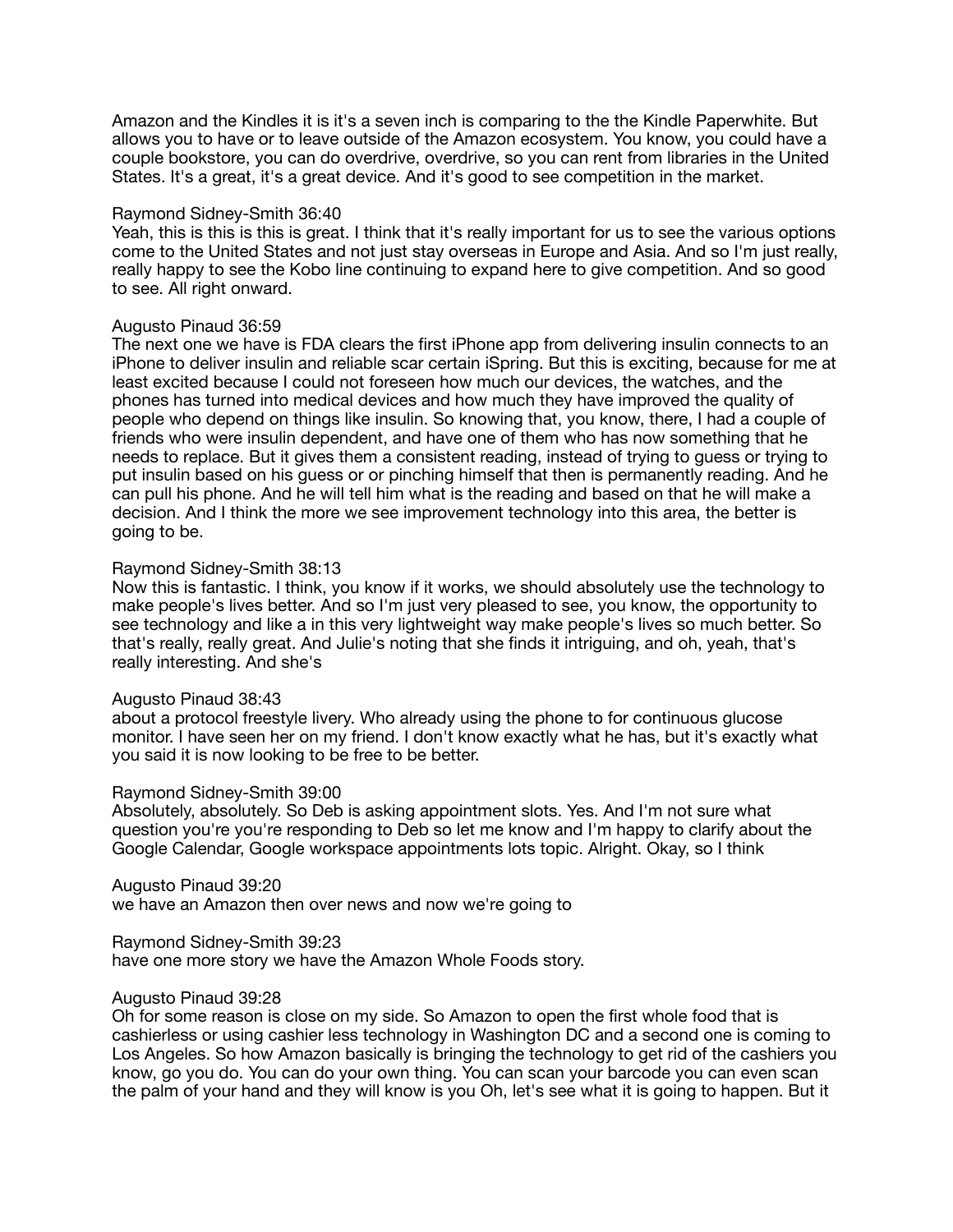Amazon and the Kindles it is it's a seven inch is comparing to the the Kindle Paperwhite. But allows you to have or to leave outside of the Amazon ecosystem. You know, you could have a couple bookstore, you can do overdrive, overdrive, so you can rent from libraries in the United States. It's a great, it's a great device. And it's good to see competition in the market.

Raymond Sidney-Smith 36:40
Yeah, this is this is this is great. I think that it's really important for us to see the various options come to the United States and not just stay overseas in Europe and Asia. And so I'm just really, really happy to see the Kobo line continuing to expand here to give competition. And so good to see. All right onward.

Augusto Pinaud 36:59
The next one we have is FDA clears the first iPhone app from delivering insulin connects to an iPhone to deliver insulin and reliable scar certain iSpring. But this is exciting, because for me at least excited because I could not foreseen how much our devices, the watches, and the phones has turned into medical devices and how much they have improved the quality of people who depend on things like insulin. So knowing that, you know, there, I had a couple of friends who were insulin dependent, and have one of them who has now something that he needs to replace. But it gives them a consistent reading, instead of trying to guess or trying to put insulin based on his guess or or pinching himself that then is permanently reading. And he can pull his phone. And he will tell him what is the reading and based on that he will make a decision. And I think the more we see improvement technology into this area, the better is going to be.

Raymond Sidney-Smith 38:13
Now this is fantastic. I think, you know if it works, we should absolutely use the technology to make people's lives better. And so I'm just very pleased to see, you know, the opportunity to see technology and like a in this very lightweight way make people's lives so much better. So that's really, really great. And Julie's noting that she finds it intriguing, and oh, yeah, that's really interesting. And she's

Augusto Pinaud 38:43
about a protocol freestyle livery. Who already using the phone to for continuous glucose monitor. I have seen her on my friend. I don't know exactly what he has, but it's exactly what you said it is now looking to be free to be better.

Raymond Sidney-Smith 39:00
Absolutely, absolutely. So Deb is asking appointment slots. Yes. And I'm not sure what question you're you're responding to Deb so let me know and I'm happy to clarify about the Google Calendar, Google workspace appointments lots topic. Alright. Okay, so I think

Augusto Pinaud 39:20
we have an Amazon then over news and now we're going to

Raymond Sidney-Smith 39:23
have one more story we have the Amazon Whole Foods story.

Augusto Pinaud 39:28
Oh for some reason is close on my side. So Amazon to open the first whole food that is cashierless or using cashier less technology in Washington DC and a second one is coming to Los Angeles. So how Amazon basically is bringing the technology to get rid of the cashiers you know, go you do. You can do your own thing. You can scan your barcode you can even scan the palm of your hand and they will know is you Oh, let's see what it is going to happen. But it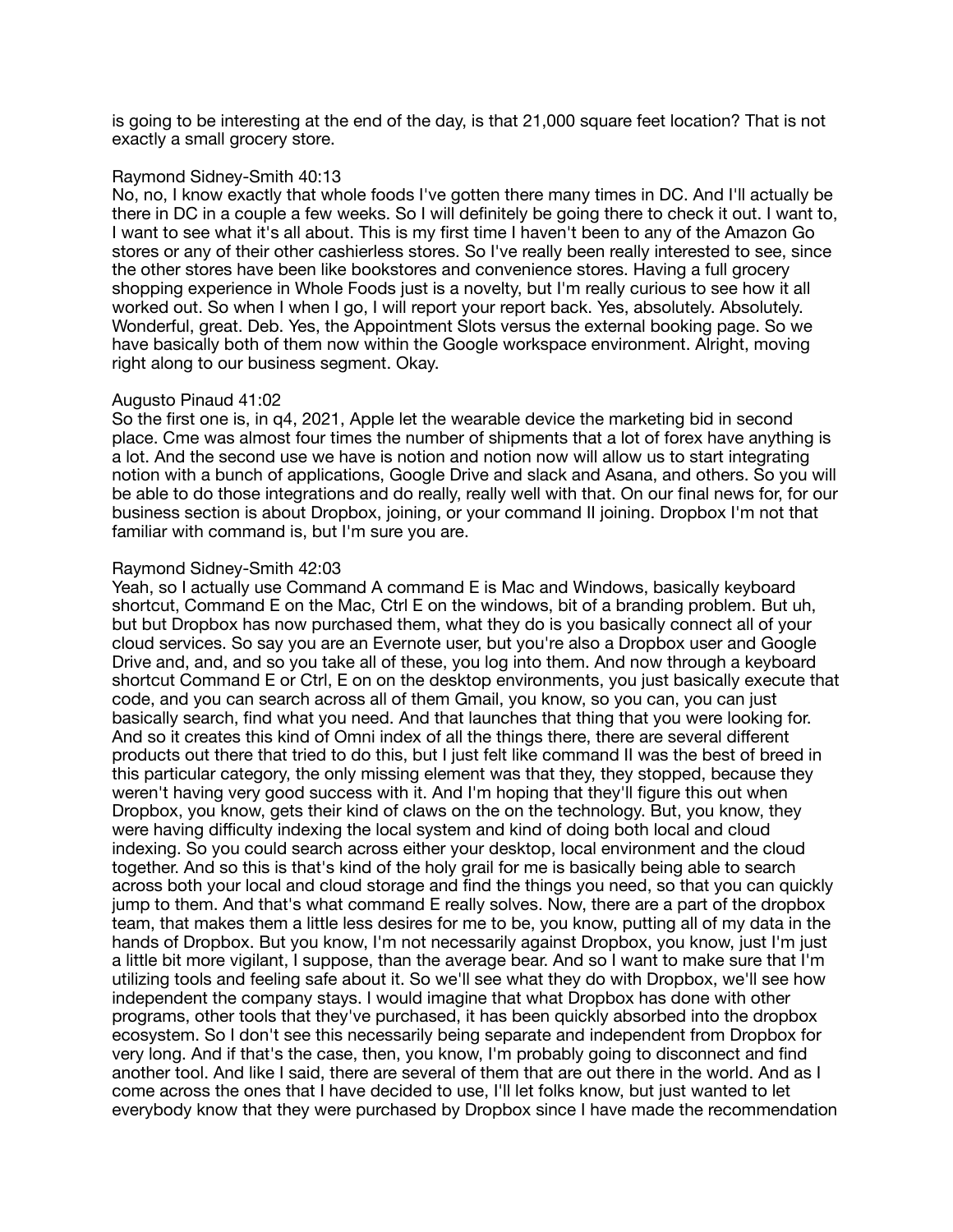is going to be interesting at the end of the day, is that 21,000 square feet location? That is not exactly a small grocery store.

Raymond Sidney-Smith 40:13
No, no, I know exactly that whole foods I've gotten there many times in DC. And I'll actually be there in DC in a couple a few weeks. So I will definitely be going there to check it out. I want to, I want to see what it's all about. This is my first time I haven't been to any of the Amazon Go stores or any of their other cashierless stores. So I've really been really interested to see, since the other stores have been like bookstores and convenience stores. Having a full grocery shopping experience in Whole Foods just is a novelty, but I'm really curious to see how it all worked out. So when I when I go, I will report your report back. Yes, absolutely. Absolutely. Wonderful, great. Deb. Yes, the Appointment Slots versus the external booking page. So we have basically both of them now within the Google workspace environment. Alright, moving right along to our business segment. Okay.

Augusto Pinaud 41:02
So the first one is, in q4, 2021, Apple let the wearable device the marketing bid in second place. Cme was almost four times the number of shipments that a lot of forex have anything is a lot. And the second use we have is notion and notion now will allow us to start integrating notion with a bunch of applications, Google Drive and slack and Asana, and others. So you will be able to do those integrations and do really, really well with that. On our final news for, for our business section is about Dropbox, joining, or your command II joining. Dropbox I'm not that familiar with command is, but I'm sure you are.

Raymond Sidney-Smith 42:03
Yeah, so I actually use Command A command E is Mac and Windows, basically keyboard shortcut, Command E on the Mac, Ctrl E on the windows, bit of a branding problem. But uh, but but Dropbox has now purchased them, what they do is you basically connect all of your cloud services. So say you are an Evernote user, but you're also a Dropbox user and Google Drive and, and, and so you take all of these, you log into them. And now through a keyboard shortcut Command E or Ctrl, E on on the desktop environments, you just basically execute that code, and you can search across all of them Gmail, you know, so you can, you can just basically search, find what you need. And that launches that thing that you were looking for. And so it creates this kind of Omni index of all the things there, there are several different products out there that tried to do this, but I just felt like command II was the best of breed in this particular category, the only missing element was that they, they stopped, because they weren't having very good success with it. And I'm hoping that they'll figure this out when Dropbox, you know, gets their kind of claws on the on the technology. But, you know, they were having difficulty indexing the local system and kind of doing both local and cloud indexing. So you could search across either your desktop, local environment and the cloud together. And so this is that's kind of the holy grail for me is basically being able to search across both your local and cloud storage and find the things you need, so that you can quickly jump to them. And that's what command E really solves. Now, there are a part of the dropbox team, that makes them a little less desires for me to be, you know, putting all of my data in the hands of Dropbox. But you know, I'm not necessarily against Dropbox, you know, just I'm just a little bit more vigilant, I suppose, than the average bear. And so I want to make sure that I'm utilizing tools and feeling safe about it. So we'll see what they do with Dropbox, we'll see how independent the company stays. I would imagine that what Dropbox has done with other programs, other tools that they've purchased, it has been quickly absorbed into the dropbox ecosystem. So I don't see this necessarily being separate and independent from Dropbox for very long. And if that's the case, then, you know, I'm probably going to disconnect and find another tool. And like I said, there are several of them that are out there in the world. And as I come across the ones that I have decided to use, I'll let folks know, but just wanted to let everybody know that they were purchased by Dropbox since I have made the recommendation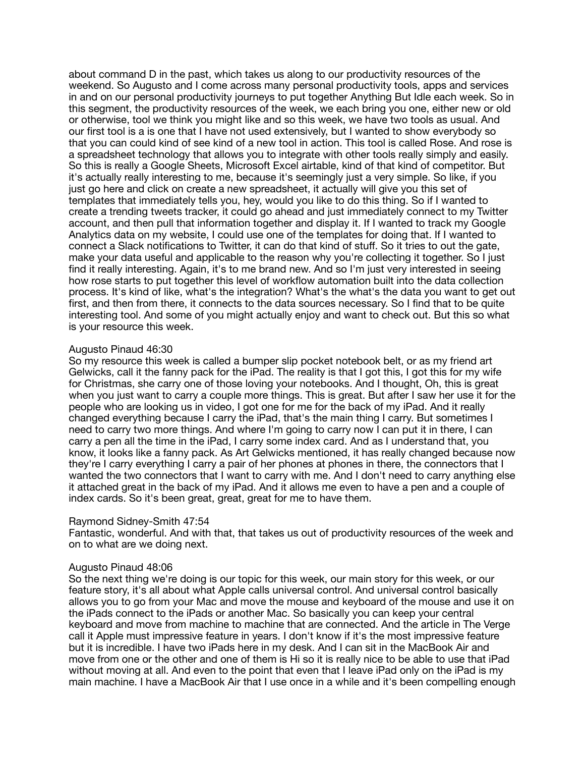about command D in the past, which takes us along to our productivity resources of the weekend. So Augusto and I come across many personal productivity tools, apps and services in and on our personal productivity journeys to put together Anything But Idle each week. So in this segment, the productivity resources of the week, we each bring you one, either new or old or otherwise, tool we think you might like and so this week, we have two tools as usual. And our first tool is a is one that I have not used extensively, but I wanted to show everybody so that you can could kind of see kind of a new tool in action. This tool is called Rose. And rose is a spreadsheet technology that allows you to integrate with other tools really simply and easily. So this is really a Google Sheets, Microsoft Excel airtable, kind of that kind of competitor. But it's actually really interesting to me, because it's seemingly just a very simple. So like, if you just go here and click on create a new spreadsheet, it actually will give you this set of templates that immediately tells you, hey, would you like to do this thing. So if I wanted to create a trending tweets tracker, it could go ahead and just immediately connect to my Twitter account, and then pull that information together and display it. If I wanted to track my Google Analytics data on my website, I could use one of the templates for doing that. If I wanted to connect a Slack notifications to Twitter, it can do that kind of stuff. So it tries to out the gate, make your data useful and applicable to the reason why you're collecting it together. So I just find it really interesting. Again, it's to me brand new. And so I'm just very interested in seeing how rose starts to put together this level of workflow automation built into the data collection process. It's kind of like, what's the integration? What's the what's the data you want to get out first, and then from there, it connects to the data sources necessary. So I find that to be quite interesting tool. And some of you might actually enjoy and want to check out. But this so what is your resource this week.

Augusto Pinaud 46:30
So my resource this week is called a bumper slip pocket notebook belt, or as my friend art Gelwicks, call it the fanny pack for the iPad. The reality is that I got this, I got this for my wife for Christmas, she carry one of those loving your notebooks. And I thought, Oh, this is great when you just want to carry a couple more things. This is great. But after I saw her use it for the people who are looking us in video, I got one for me for the back of my iPad. And it really changed everything because I carry the iPad, that's the main thing I carry. But sometimes I need to carry two more things. And where I'm going to carry now I can put it in there, I can carry a pen all the time in the iPad, I carry some index card. And as I understand that, you know, it looks like a fanny pack. As Art Gelwicks mentioned, it has really changed because now they're I carry everything I carry a pair of her phones at phones in there, the connectors that I wanted the two connectors that I want to carry with me. And I don't need to carry anything else it attached great in the back of my iPad. And it allows me even to have a pen and a couple of index cards. So it's been great, great, great for me to have them.

Raymond Sidney-Smith 47:54
Fantastic, wonderful. And with that, that takes us out of productivity resources of the week and on to what are we doing next.

Augusto Pinaud 48:06
So the next thing we're doing is our topic for this week, our main story for this week, or our feature story, it's all about what Apple calls universal control. And universal control basically allows you to go from your Mac and move the mouse and keyboard of the mouse and use it on the iPads connect to the iPads or another Mac. So basically you can keep your central keyboard and move from machine to machine that are connected. And the article in The Verge call it Apple must impressive feature in years. I don't know if it's the most impressive feature but it is incredible. I have two iPads here in my desk. And I can sit in the MacBook Air and move from one or the other and one of them is Hi so it is really nice to be able to use that iPad without moving at all. And even to the point that even that I leave iPad only on the iPad is my main machine. I have a MacBook Air that I use once in a while and it's been compelling enough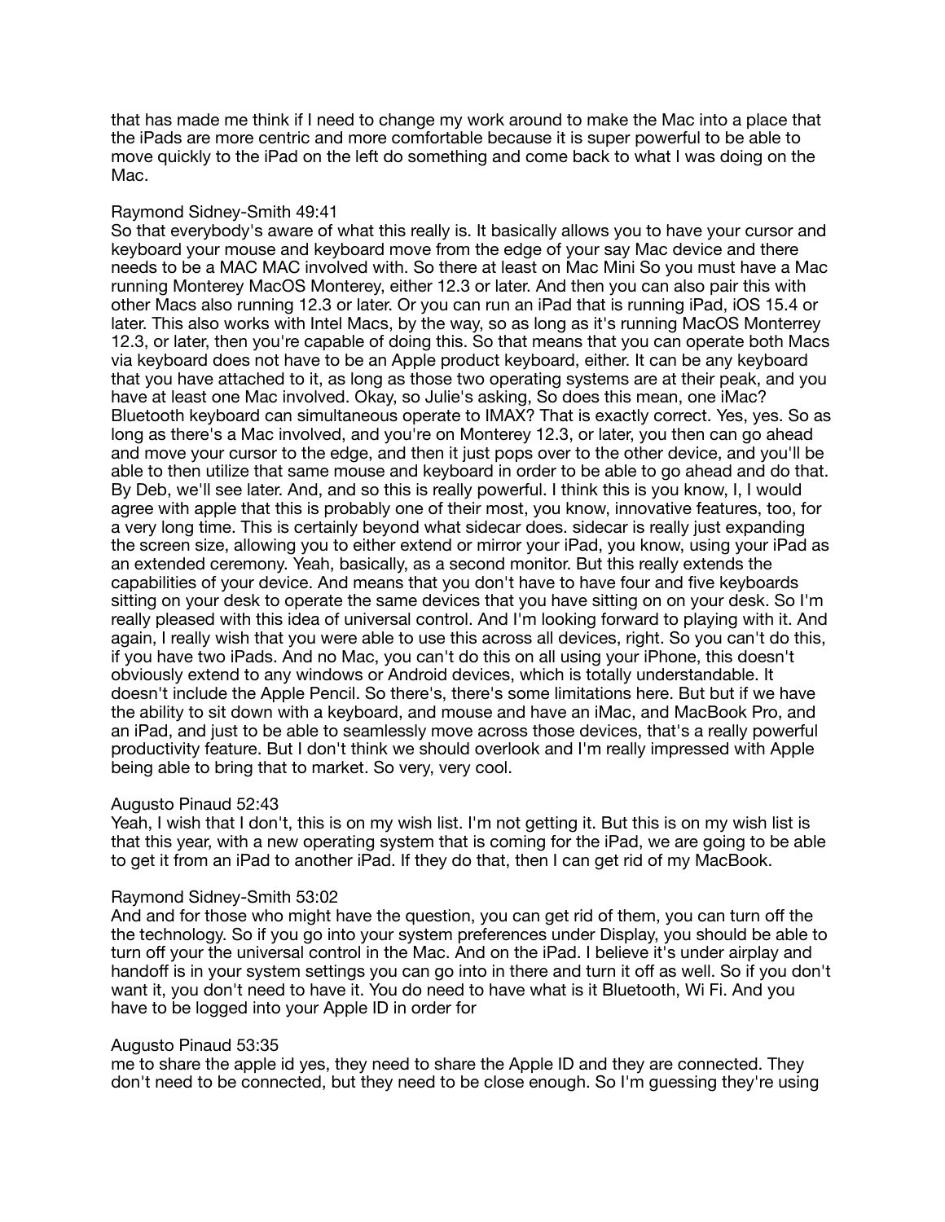that has made me think if I need to change my work around to make the Mac into a place that the iPads are more centric and more comfortable because it is super powerful to be able to move quickly to the iPad on the left do something and come back to what I was doing on the Mac.

Raymond Sidney-Smith 49:41
So that everybody's aware of what this really is. It basically allows you to have your cursor and keyboard your mouse and keyboard move from the edge of your say Mac device and there needs to be a MAC MAC involved with. So there at least on Mac Mini So you must have a Mac running Monterey MacOS Monterey, either 12.3 or later. And then you can also pair this with other Macs also running 12.3 or later. Or you can run an iPad that is running iPad, iOS 15.4 or later. This also works with Intel Macs, by the way, so as long as it's running MacOS Monterrey 12.3, or later, then you're capable of doing this. So that means that you can operate both Macs via keyboard does not have to be an Apple product keyboard, either. It can be any keyboard that you have attached to it, as long as those two operating systems are at their peak, and you have at least one Mac involved. Okay, so Julie's asking, So does this mean, one iMac? Bluetooth keyboard can simultaneous operate to IMAX? That is exactly correct. Yes, yes. So as long as there's a Mac involved, and you're on Monterey 12.3, or later, you then can go ahead and move your cursor to the edge, and then it just pops over to the other device, and you'll be able to then utilize that same mouse and keyboard in order to be able to go ahead and do that. By Deb, we'll see later. And, and so this is really powerful. I think this is you know, I, I would agree with apple that this is probably one of their most, you know, innovative features, too, for a very long time. This is certainly beyond what sidecar does. sidecar is really just expanding the screen size, allowing you to either extend or mirror your iPad, you know, using your iPad as an extended ceremony. Yeah, basically, as a second monitor. But this really extends the capabilities of your device. And means that you don't have to have four and five keyboards sitting on your desk to operate the same devices that you have sitting on on your desk. So I'm really pleased with this idea of universal control. And I'm looking forward to playing with it. And again, I really wish that you were able to use this across all devices, right. So you can't do this, if you have two iPads. And no Mac, you can't do this on all using your iPhone, this doesn't obviously extend to any windows or Android devices, which is totally understandable. It doesn't include the Apple Pencil. So there's, there's some limitations here. But but if we have the ability to sit down with a keyboard, and mouse and have an iMac, and MacBook Pro, and an iPad, and just to be able to seamlessly move across those devices, that's a really powerful productivity feature. But I don't think we should overlook and I'm really impressed with Apple being able to bring that to market. So very, very cool.

Augusto Pinaud 52:43
Yeah, I wish that I don't, this is on my wish list. I'm not getting it. But this is on my wish list is that this year, with a new operating system that is coming for the iPad, we are going to be able to get it from an iPad to another iPad. If they do that, then I can get rid of my MacBook.

Raymond Sidney-Smith 53:02
And and for those who might have the question, you can get rid of them, you can turn off the the technology. So if you go into your system preferences under Display, you should be able to turn off your the universal control in the Mac. And on the iPad. I believe it's under airplay and handoff is in your system settings you can go into in there and turn it off as well. So if you don't want it, you don't need to have it. You do need to have what is it Bluetooth, Wi Fi. And you have to be logged into your Apple ID in order for

Augusto Pinaud 53:35
me to share the apple id yes, they need to share the Apple ID and they are connected. They don't need to be connected, but they need to be close enough. So I'm guessing they're using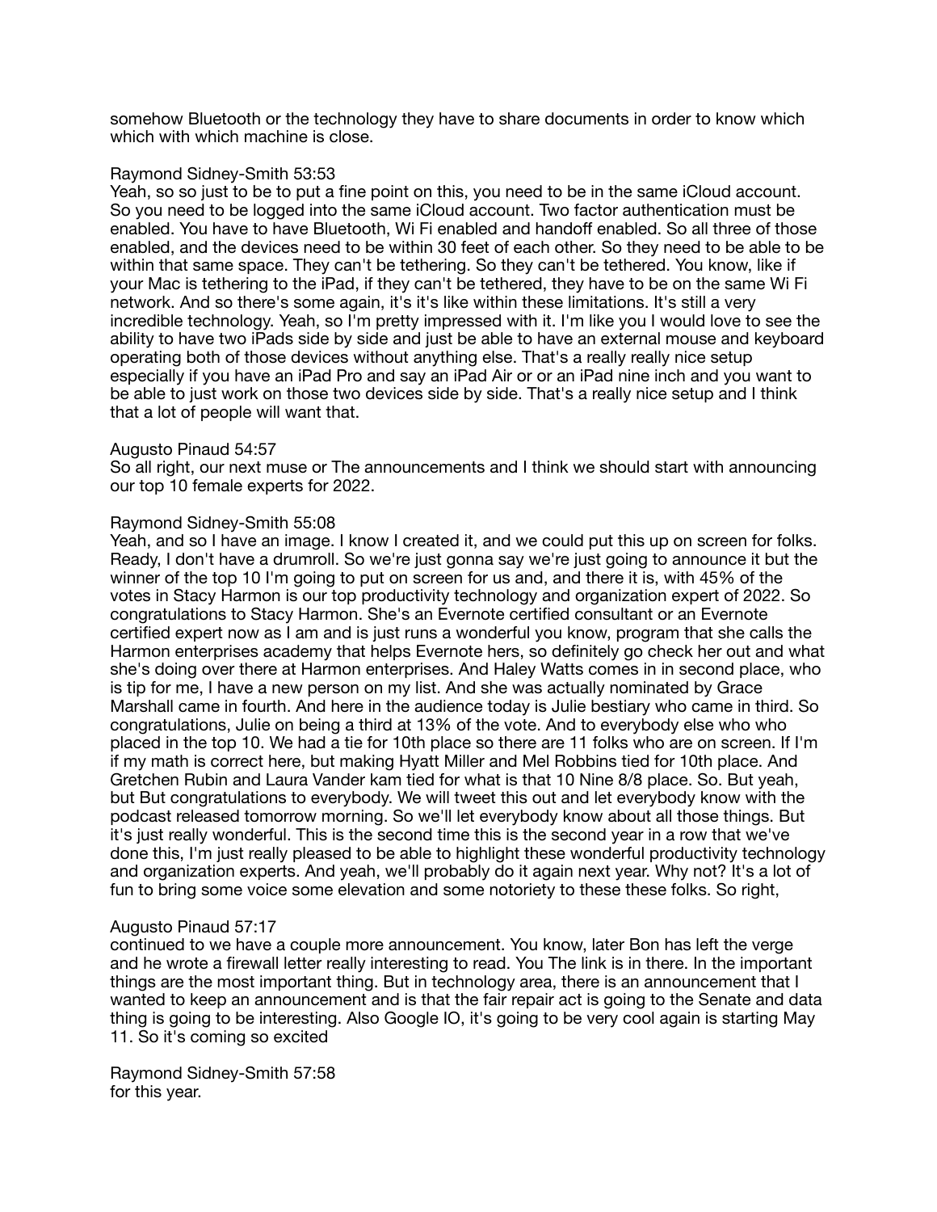somehow Bluetooth or the technology they have to share documents in order to know which which with which machine is close.

Raymond Sidney-Smith 53:53
Yeah, so so just to be to put a fine point on this, you need to be in the same iCloud account. So you need to be logged into the same iCloud account. Two factor authentication must be enabled. You have to have Bluetooth, Wi Fi enabled and handoff enabled. So all three of those enabled, and the devices need to be within 30 feet of each other. So they need to be able to be within that same space. They can't be tethering. So they can't be tethered. You know, like if your Mac is tethering to the iPad, if they can't be tethered, they have to be on the same Wi Fi network. And so there's some again, it's it's like within these limitations. It's still a very incredible technology. Yeah, so I'm pretty impressed with it. I'm like you I would love to see the ability to have two iPads side by side and just be able to have an external mouse and keyboard operating both of those devices without anything else. That's a really really nice setup especially if you have an iPad Pro and say an iPad Air or or an iPad nine inch and you want to be able to just work on those two devices side by side. That's a really nice setup and I think that a lot of people will want that.

Augusto Pinaud 54:57
So all right, our next muse or The announcements and I think we should start with announcing our top 10 female experts for 2022.

Raymond Sidney-Smith 55:08
Yeah, and so I have an image. I know I created it, and we could put this up on screen for folks. Ready, I don't have a drumroll. So we're just gonna say we're just going to announce it but the winner of the top 10 I'm going to put on screen for us and, and there it is, with 45% of the votes in Stacy Harmon is our top productivity technology and organization expert of 2022. So congratulations to Stacy Harmon. She's an Evernote certified consultant or an Evernote certified expert now as I am and is just runs a wonderful you know, program that she calls the Harmon enterprises academy that helps Evernote hers, so definitely go check her out and what she's doing over there at Harmon enterprises. And Haley Watts comes in in second place, who is tip for me, I have a new person on my list. And she was actually nominated by Grace Marshall came in fourth. And here in the audience today is Julie bestiary who came in third. So congratulations, Julie on being a third at 13% of the vote. And to everybody else who who placed in the top 10. We had a tie for 10th place so there are 11 folks who are on screen. If I'm if my math is correct here, but making Hyatt Miller and Mel Robbins tied for 10th place. And Gretchen Rubin and Laura Vander kam tied for what is that 10 Nine 8/8 place. So. But yeah, but But congratulations to everybody. We will tweet this out and let everybody know with the podcast released tomorrow morning. So we'll let everybody know about all those things. But it's just really wonderful. This is the second time this is the second year in a row that we've done this, I'm just really pleased to be able to highlight these wonderful productivity technology and organization experts. And yeah, we'll probably do it again next year. Why not? It's a lot of fun to bring some voice some elevation and some notoriety to these these folks. So right,

Augusto Pinaud 57:17
continued to we have a couple more announcement. You know, later Bon has left the verge and he wrote a firewall letter really interesting to read. You The link is in there. In the important things are the most important thing. But in technology area, there is an announcement that I wanted to keep an announcement and is that the fair repair act is going to the Senate and data thing is going to be interesting. Also Google IO, it's going to be very cool again is starting May 11. So it's coming so excited

Raymond Sidney-Smith 57:58
for this year.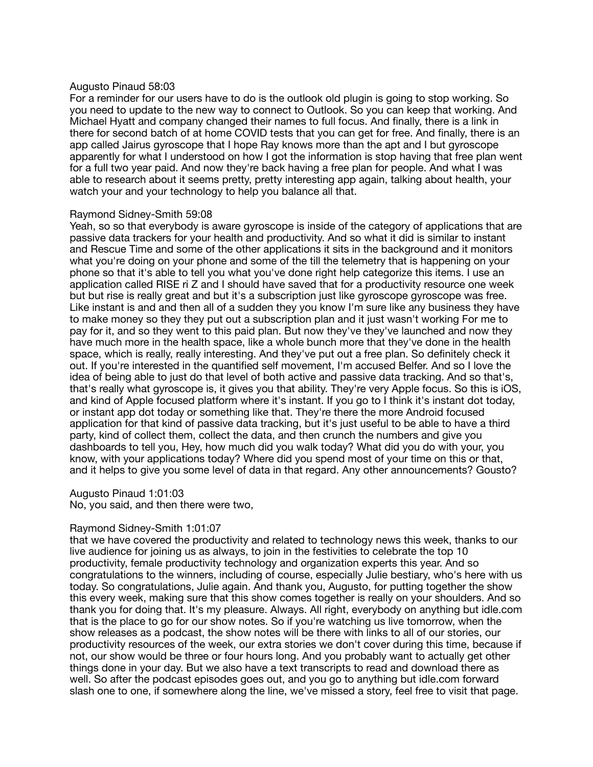Augusto Pinaud 58:03
For a reminder for our users have to do is the outlook old plugin is going to stop working. So you need to update to the new way to connect to Outlook. So you can keep that working. And Michael Hyatt and company changed their names to full focus. And finally, there is a link in there for second batch of at home COVID tests that you can get for free. And finally, there is an app called Jairus gyroscope that I hope Ray knows more than the apt and I but gyroscope apparently for what I understood on how I got the information is stop having that free plan went for a full two year paid. And now they're back having a free plan for people. And what I was able to research about it seems pretty, pretty interesting app again, talking about health, your watch your and your technology to help you balance all that.

Raymond Sidney-Smith 59:08
Yeah, so so that everybody is aware gyroscope is inside of the category of applications that are passive data trackers for your health and productivity. And so what it did is similar to instant and Rescue Time and some of the other applications it sits in the background and it monitors what you're doing on your phone and some of the till the telemetry that is happening on your phone so that it's able to tell you what you've done right help categorize this items. I use an application called RISE ri Z and I should have saved that for a productivity resource one week but but rise is really great and but it's a subscription just like gyroscope gyroscope was free. Like instant is and and then all of a sudden they you know I'm sure like any business they have to make money so they they put out a subscription plan and it just wasn't working For me to pay for it, and so they went to this paid plan. But now they've they've launched and now they have much more in the health space, like a whole bunch more that they've done in the health space, which is really, really interesting. And they've put out a free plan. So definitely check it out. If you're interested in the quantified self movement, I'm accused Belfer. And so I love the idea of being able to just do that level of both active and passive data tracking. And so that's, that's really what gyroscope is, it gives you that ability. They're very Apple focus. So this is iOS, and kind of Apple focused platform where it's instant. If you go to I think it's instant dot today, or instant app dot today or something like that. They're there the more Android focused application for that kind of passive data tracking, but it's just useful to be able to have a third party, kind of collect them, collect the data, and then crunch the numbers and give you dashboards to tell you, Hey, how much did you walk today? What did you do with your, you know, with your applications today? Where did you spend most of your time on this or that, and it helps to give you some level of data in that regard. Any other announcements? Gousto?

Augusto Pinaud 1:01:03
No, you said, and then there were two,

Raymond Sidney-Smith 1:01:07
that we have covered the productivity and related to technology news this week, thanks to our live audience for joining us as always, to join in the festivities to celebrate the top 10 productivity, female productivity technology and organization experts this year. And so congratulations to the winners, including of course, especially Julie bestiary, who's here with us today. So congratulations, Julie again. And thank you, Augusto, for putting together the show this every week, making sure that this show comes together is really on your shoulders. And so thank you for doing that. It's my pleasure. Always. All right, everybody on anything but idle.com that is the place to go for our show notes. So if you're watching us live tomorrow, when the show releases as a podcast, the show notes will be there with links to all of our stories, our productivity resources of the week, our extra stories we don't cover during this time, because if not, our show would be three or four hours long. And you probably want to actually get other things done in your day. But we also have a text transcripts to read and download there as well. So after the podcast episodes goes out, and you go to anything but idle.com forward slash one to one, if somewhere along the line, we've missed a story, feel free to visit that page.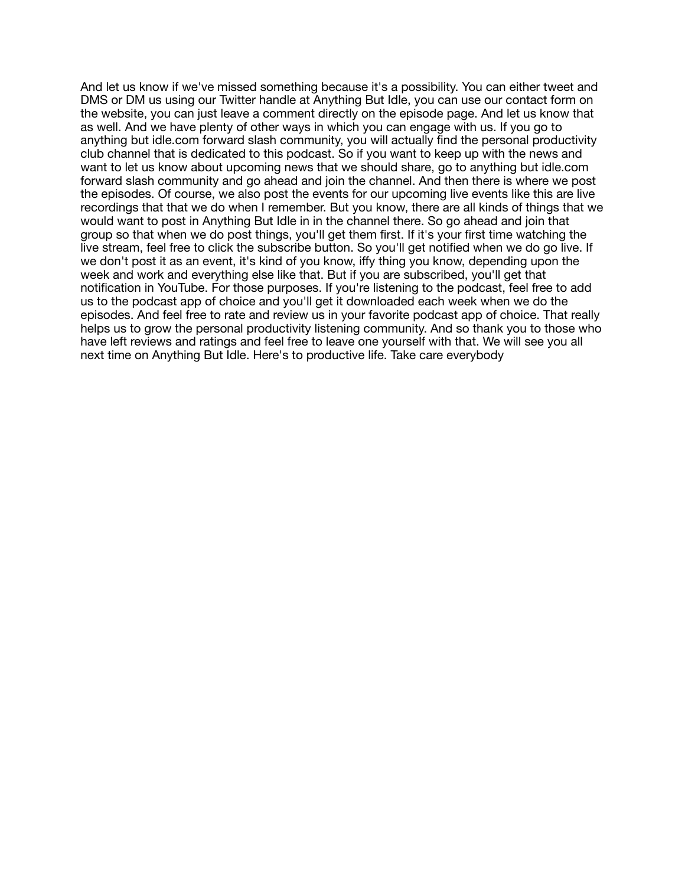And let us know if we've missed something because it's a possibility. You can either tweet and DMS or DM us using our Twitter handle at Anything But Idle, you can use our contact form on the website, you can just leave a comment directly on the episode page. And let us know that as well. And we have plenty of other ways in which you can engage with us. If you go to anything but idle.com forward slash community, you will actually find the personal productivity club channel that is dedicated to this podcast. So if you want to keep up with the news and want to let us know about upcoming news that we should share, go to anything but idle.com forward slash community and go ahead and join the channel. And then there is where we post the episodes. Of course, we also post the events for our upcoming live events like this are live recordings that that we do when I remember. But you know, there are all kinds of things that we would want to post in Anything But Idle in in the channel there. So go ahead and join that group so that when we do post things, you'll get them first. If it's your first time watching the live stream, feel free to click the subscribe button. So you'll get notified when we do go live. If we don't post it as an event, it's kind of you know, iffy thing you know, depending upon the week and work and everything else like that. But if you are subscribed, you'll get that notification in YouTube. For those purposes. If you're listening to the podcast, feel free to add us to the podcast app of choice and you'll get it downloaded each week when we do the episodes. And feel free to rate and review us in your favorite podcast app of choice. That really helps us to grow the personal productivity listening community. And so thank you to those who have left reviews and ratings and feel free to leave one yourself with that. We will see you all next time on Anything But Idle. Here's to productive life. Take care everybody